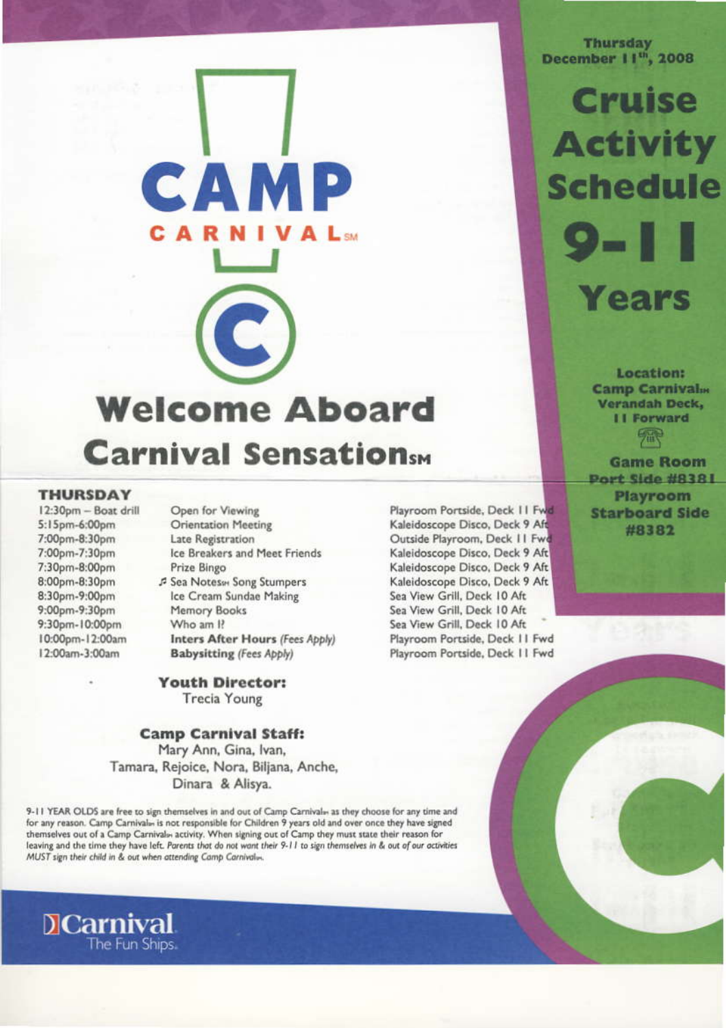Thursday December 11th, 2008

# Cruise Activity Schedule 9-11 Years

**Location:**
**Camp Carnival℠ Verandah Deck, 11 Forward**

**Game Room Port Side #8381**
**Playroom Starboard Side #8382**

# CAMP CARNIVAL℠

## Welcome Aboard Carnival Sensation℠

### THURSDAY

| Time | Activity | Location |
|---|---|---|
| 12:30pm – Boat drill | Open for Viewing | Playroom Portside, Deck 11 Fwd |
| 5:15pm-6:00pm | Orientation Meeting | Kaleidoscope Disco, Deck 9 Aft |
| 7:00pm-8:30pm | Late Registration | Outside Playroom, Deck 11 Fwd |
| 7:00pm-7:30pm | Ice Breakers and Meet Friends | Kaleidoscope Disco, Deck 9 Aft |
| 7:30pm-8:00pm | Prize Bingo | Kaleidoscope Disco, Deck 9 Aft |
| 8:00pm-8:30pm | ♫ Sea Notes℠ Song Stumpers | Kaleidoscope Disco, Deck 9 Aft |
| 8:30pm-9:00pm | Ice Cream Sundae Making | Sea View Grill, Deck 10 Aft |
| 9:00pm-9:30pm | Memory Books | Sea View Grill, Deck 10 Aft |
| 9:30pm-10:00pm | Who am I? | Sea View Grill, Deck 10 Aft |
| 10:00pm-12:00am | **Inters After Hours** *(Fees Apply)* | Playroom Portside, Deck 11 Fwd |
| 12:00am-3:00am | **Babysitting** *(Fees Apply)* | Playroom Portside, Deck 11 Fwd |

**Youth Director:**
Trecia Young

**Camp Carnival Staff:**
Mary Ann, Gina, Ivan, Tamara, Rejoice, Nora, Biljana, Anche, Dinara & Alisya.

9-11 YEAR OLDS are free to sign themselves in and out of Camp Carnival℠ as they choose for any time and for any reason. Camp Carnival℠ is not responsible for Children 9 years old and over once they have signed themselves out of a Camp Carnival℠ activity. When signing out of Camp they must state their reason for leaving and the time they have left. *Parents that do not want their 9-11 to sign themselves in & out of our activities MUST sign their child in & out when attending Camp Carnival℠.*

Carnival. The Fun Ships.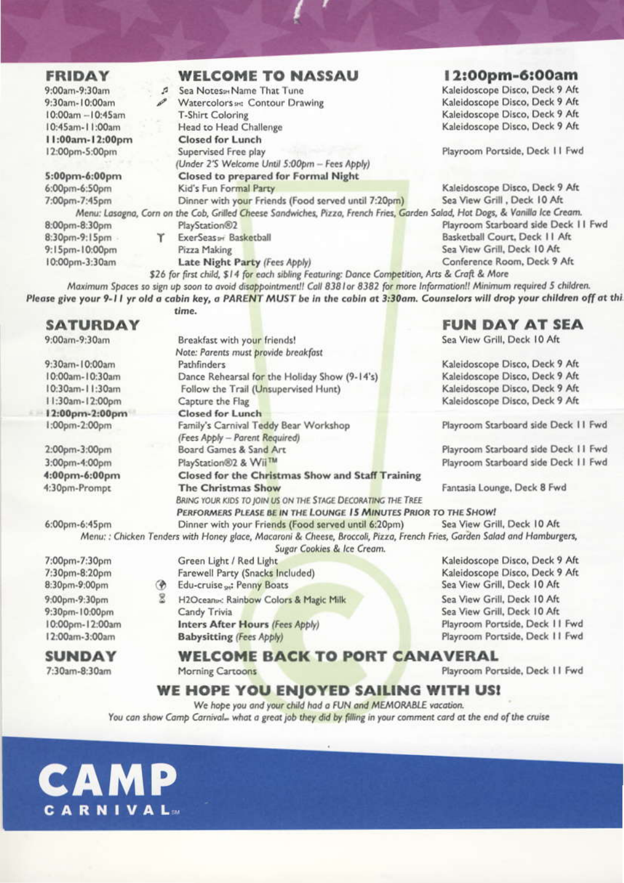## FRIDAY — WELCOME TO NASSAU — 12:00pm-6:00am

| | | |
|---|---|---|
| 9:00am-9:30am | Sea Notes℠ Name That Tune | Kaleidoscope Disco, Deck 9 Aft |
| 9:30am-10:00am | Watercolors℠: Contour Drawing | Kaleidoscope Disco, Deck 9 Aft |
| 10:00am – 10:45am | T-Shirt Coloring | Kaleidoscope Disco, Deck 9 Aft |
| 10:45am-11:00am | Head to Head Challenge | Kaleidoscope Disco, Deck 9 Aft |
| **11:00am-12:00pm** | **Closed for Lunch** | |
| 12:00pm-5:00pm | Supervised Free play *(Under 2'S Welcome Until 5:00pm – Fees Apply)* | Playroom Portside, Deck 11 Fwd |
| **5:00pm-6:00pm** | **Closed to prepared for Formal Night** | |
| 6:00pm-6:50pm | Kid's Fun Formal Party | Kaleidoscope Disco, Deck 9 Aft |
| 7:00pm-7:45pm | Dinner with your Friends (Food served until 7:20pm) | Sea View Grill , Deck 10 Aft |

*Menu: Lasagna, Corn on the Cob, Grilled Cheese Sandwiches, Pizza, French Fries, Garden Salad, Hot Dogs, & Vanilla Ice Cream.*

| | | |
|---|---|---|
| 8:00pm-8:30pm | PlayStation®2 | Playroom Starboard side Deck 11 Fwd |
| 8:30pm-9:15pm | ExerSeas℠ Basketball | Basketball Court, Deck 11 Aft |
| 9:15pm-10:00pm | Pizza Making | Sea View Grill, Deck 10 Aft |
| 10:00pm-3:30am | **Late Night Party** *(Fees Apply)* | Conference Room, Deck 9 Aft |

$26 for first child, $14 for each sibling Featuring: Dance Competition, Arts & Craft & More

*Maximum Spaces so sign up soon to avoid disappointment!! Call 8381 or 8382 for more Information!! Minimum required 5 children.*

**Please give your 9-11 yr old a cabin key, a PARENT MUST be in the cabin at 3:30am. Counselors will drop your children off at this time.**

## SATURDAY — FUN DAY AT SEA

| | | |
|---|---|---|
| 9:00am-9:30am | Breakfast with your friends! *Note: Parents must provide breakfast* | Sea View Grill, Deck 10 Aft |
| 9:30am-10:00am | Pathfinders | Kaleidoscope Disco, Deck 9 Aft |
| 10:00am-10:30am | Dance Rehearsal for the Holiday Show (9-14's) | Kaleidoscope Disco, Deck 9 Aft |
| 10:30am-11:30am | Follow the Trail (Unsupervised Hunt) | Kaleidoscope Disco, Deck 9 Aft |
| 11:30am-12:00pm | Capture the Flag | Kaleidoscope Disco, Deck 9 Aft |
| **12:00pm-2:00pm** | **Closed for Lunch** | |
| 1:00pm-2:00pm | Family's Carnival Teddy Bear Workshop *(Fees Apply – Parent Required)* | Playroom Starboard side Deck 11 Fwd |
| 2:00pm-3:00pm | Board Games & Sand Art | Playroom Starboard side Deck 11 Fwd |
| 3:00pm-4:00pm | PlayStation®2 & Wii™ | Playroom Starboard side Deck 11 Fwd |
| **4:00pm-6:00pm** | **Closed for the Christmas Show and Staff Training** | |
| 4:30pm-Prompt | **The Christmas Show** | Fantasia Lounge, Deck 8 Fwd |

BRING YOUR KIDS TO JOIN US ON THE STAGE DECORATING THE TREE

**PERFORMERS PLEASE BE IN THE LOUNGE 15 MINUTES PRIOR TO THE SHOW!**

| | | |
|---|---|---|
| 6:00pm-6:45pm | Dinner with your Friends (Food served until 6:20pm) | Sea View Grill, Deck 10 Aft |

*Menu: : Chicken Tenders with Honey glace, Macaroni & Cheese, Broccoli, Pizza, French Fries, Garden Salad and Hamburgers, Sugar Cookies & Ice Cream.*

| | | |
|---|---|---|
| 7:00pm-7:30pm | Green Light / Red Light | Kaleidoscope Disco, Deck 9 Aft |
| 7:30pm-8:20pm | Farewell Party (Snacks Included) | Kaleidoscope Disco, Deck 9 Aft |
| 8:30pm-9:00pm | Edu-cruise℠: Penny Boats | Sea View Grill, Deck 10 Aft |
| 9:00pm-9:30pm | H2Ocean℠: Rainbow Colors & Magic Milk | Sea View Grill, Deck 10 Aft |
| 9:30pm-10:00pm | Candy Trivia | Sea View Grill, Deck 10 Aft |
| 10:00pm-12:00am | **Inters After Hours** *(Fees Apply)* | Playroom Portside, Deck 11 Fwd |
| 12:00am-3:00am | **Babysitting** *(Fees Apply)* | Playroom Portside, Deck 11 Fwd |

## SUNDAY — WELCOME BACK TO PORT CANAVERAL

| | | |
|---|---|---|
| 7:30am-8:30am | Morning Cartoons | Playroom Portside, Deck 11 Fwd |

## WE HOPE YOU ENJOYED SAILING WITH US!

*We hope you and your child had a FUN and MEMORABLE vacation.*

*You can show Camp Carnival℠ what a great job they did by filling in your comment card at the end of the cruise*

**CAMP CARNIVAL℠**